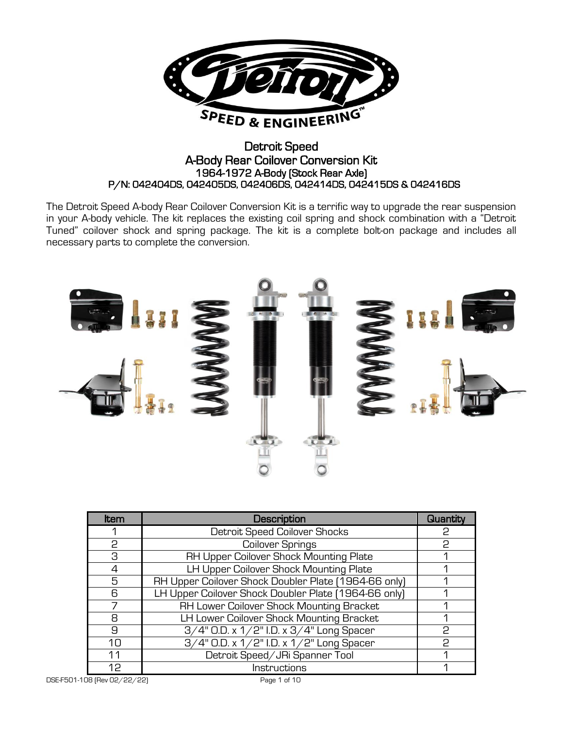# Detroit Speed
## A-Body Rear Coilover Conversion Kit
### 1964-1972 A-Body (Stock Rear Axle)
### P/N: 042404DS, 042405DS, 042406DS, 042414DS, 042415DS & 042416DS

The Detroit Speed A-body Rear Coilover Conversion Kit is a terrific way to upgrade the rear suspension in your A-body vehicle. The kit replaces the existing coil spring and shock combination with a "Detroit Tuned" coilover shock and spring package. The kit is a complete bolt-on package and includes all necessary parts to complete the conversion.

| Item | Description | Quantity |
|---|---|---|
| 1 | Detroit Speed Coilover Shocks | 2 |
| 2 | Coilover Springs | 2 |
| 3 | RH Upper Coilover Shock Mounting Plate | 1 |
| 4 | LH Upper Coilover Shock Mounting Plate | 1 |
| 5 | RH Upper Coilover Shock Doubler Plate (1964-66 only) | 1 |
| 6 | LH Upper Coilover Shock Doubler Plate (1964-66 only) | 1 |
| 7 | RH Lower Coilover Shock Mounting Bracket | 1 |
| 8 | LH Lower Coilover Shock Mounting Bracket | 1 |
| 9 | 3/4" O.D. x 1/2" I.D. x 3/4" Long Spacer | 2 |
| 10 | 3/4" O.D. x 1/2" I.D. x 1/2" Long Spacer | 2 |
| 11 | Detroit Speed/JRi Spanner Tool | 1 |
| 12 | Instructions | 1 |

DSE-F501-108 (Rev 02/22/22)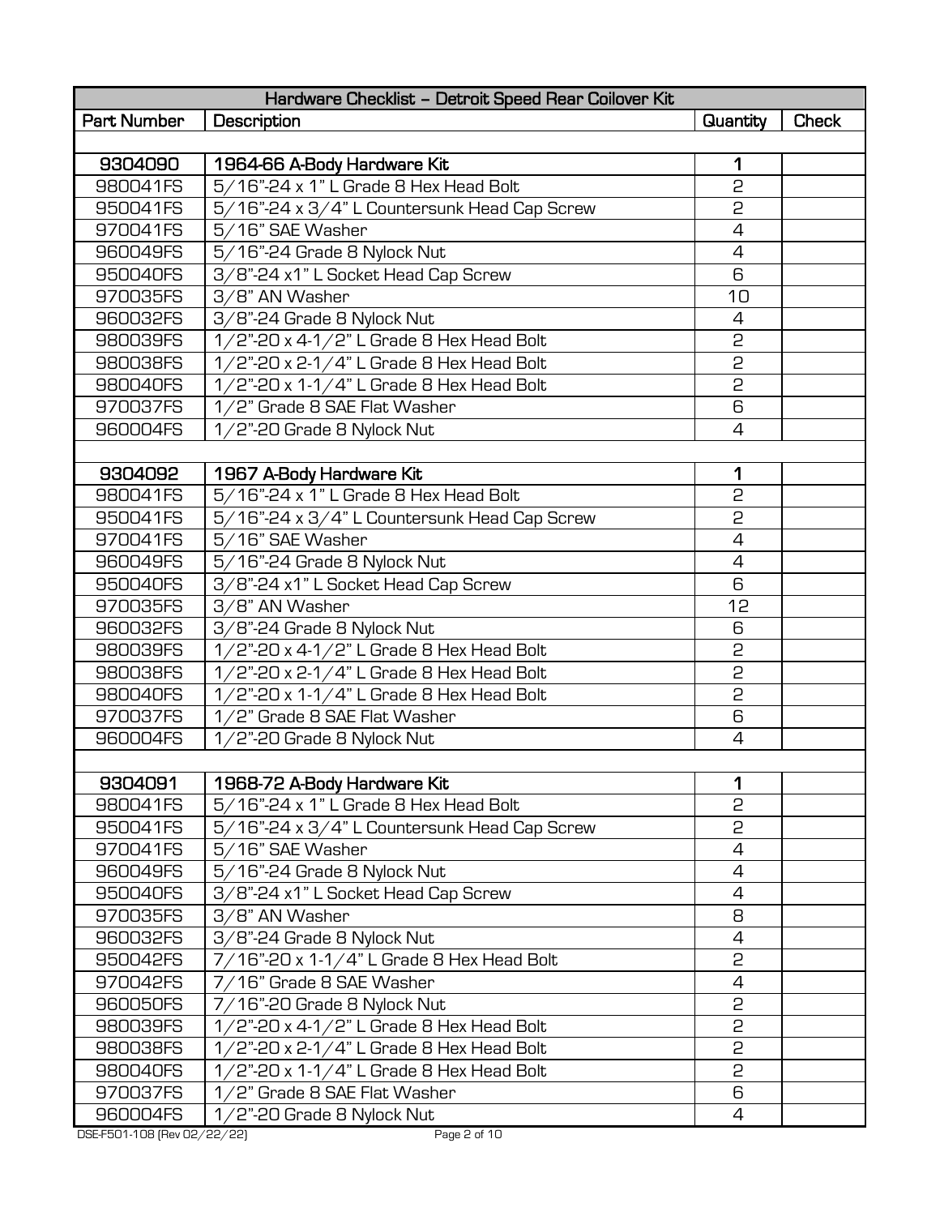| Hardware Checklist – Detroit Speed Rear Coilover Kit | | | |
|---|---|---|---|
| **Part Number** | **Description** | **Quantity** | **Check** |
| | | | |
| **9304090** | **1964-66 A-Body Hardware Kit** | **1** | |
| 980041FS | 5/16"-24 x 1" L Grade 8 Hex Head Bolt | 2 | |
| 950041FS | 5/16"-24 x 3/4" L Countersunk Head Cap Screw | 2 | |
| 970041FS | 5/16" SAE Washer | 4 | |
| 960049FS | 5/16"-24 Grade 8 Nylock Nut | 4 | |
| 950040FS | 3/8"-24 x1" L Socket Head Cap Screw | 6 | |
| 970035FS | 3/8" AN Washer | 10 | |
| 960032FS | 3/8"-24 Grade 8 Nylock Nut | 4 | |
| 980039FS | 1/2"-20 x 4-1/2" L Grade 8 Hex Head Bolt | 2 | |
| 980038FS | 1/2"-20 x 2-1/4" L Grade 8 Hex Head Bolt | 2 | |
| 980040FS | 1/2"-20 x 1-1/4" L Grade 8 Hex Head Bolt | 2 | |
| 970037FS | 1/2" Grade 8 SAE Flat Washer | 6 | |
| 960004FS | 1/2"-20 Grade 8 Nylock Nut | 4 | |
| | | | |
| **9304092** | **1967 A-Body Hardware Kit** | **1** | |
| 980041FS | 5/16"-24 x 1" L Grade 8 Hex Head Bolt | 2 | |
| 950041FS | 5/16"-24 x 3/4" L Countersunk Head Cap Screw | 2 | |
| 970041FS | 5/16" SAE Washer | 4 | |
| 960049FS | 5/16"-24 Grade 8 Nylock Nut | 4 | |
| 950040FS | 3/8"-24 x1" L Socket Head Cap Screw | 6 | |
| 970035FS | 3/8" AN Washer | 12 | |
| 960032FS | 3/8"-24 Grade 8 Nylock Nut | 6 | |
| 980039FS | 1/2"-20 x 4-1/2" L Grade 8 Hex Head Bolt | 2 | |
| 980038FS | 1/2"-20 x 2-1/4" L Grade 8 Hex Head Bolt | 2 | |
| 980040FS | 1/2"-20 x 1-1/4" L Grade 8 Hex Head Bolt | 2 | |
| 970037FS | 1/2" Grade 8 SAE Flat Washer | 6 | |
| 960004FS | 1/2"-20 Grade 8 Nylock Nut | 4 | |
| | | | |
| **9304091** | **1968-72 A-Body Hardware Kit** | **1** | |
| 980041FS | 5/16"-24 x 1" L Grade 8 Hex Head Bolt | 2 | |
| 950041FS | 5/16"-24 x 3/4" L Countersunk Head Cap Screw | 2 | |
| 970041FS | 5/16" SAE Washer | 4 | |
| 960049FS | 5/16"-24 Grade 8 Nylock Nut | 4 | |
| 950040FS | 3/8"-24 x1" L Socket Head Cap Screw | 4 | |
| 970035FS | 3/8" AN Washer | 8 | |
| 960032FS | 3/8"-24 Grade 8 Nylock Nut | 4 | |
| 950042FS | 7/16"-20 x 1-1/4" L Grade 8 Hex Head Bolt | 2 | |
| 970042FS | 7/16" Grade 8 SAE Washer | 4 | |
| 960050FS | 7/16"-20 Grade 8 Nylock Nut | 2 | |
| 980039FS | 1/2"-20 x 4-1/2" L Grade 8 Hex Head Bolt | 2 | |
| 980038FS | 1/2"-20 x 2-1/4" L Grade 8 Hex Head Bolt | 2 | |
| 980040FS | 1/2"-20 x 1-1/4" L Grade 8 Hex Head Bolt | 2 | |
| 970037FS | 1/2" Grade 8 SAE Flat Washer | 6 | |
| 960004FS | 1/2"-20 Grade 8 Nylock Nut | 4 | |

DSE-F501-108 (Rev 02/22/22)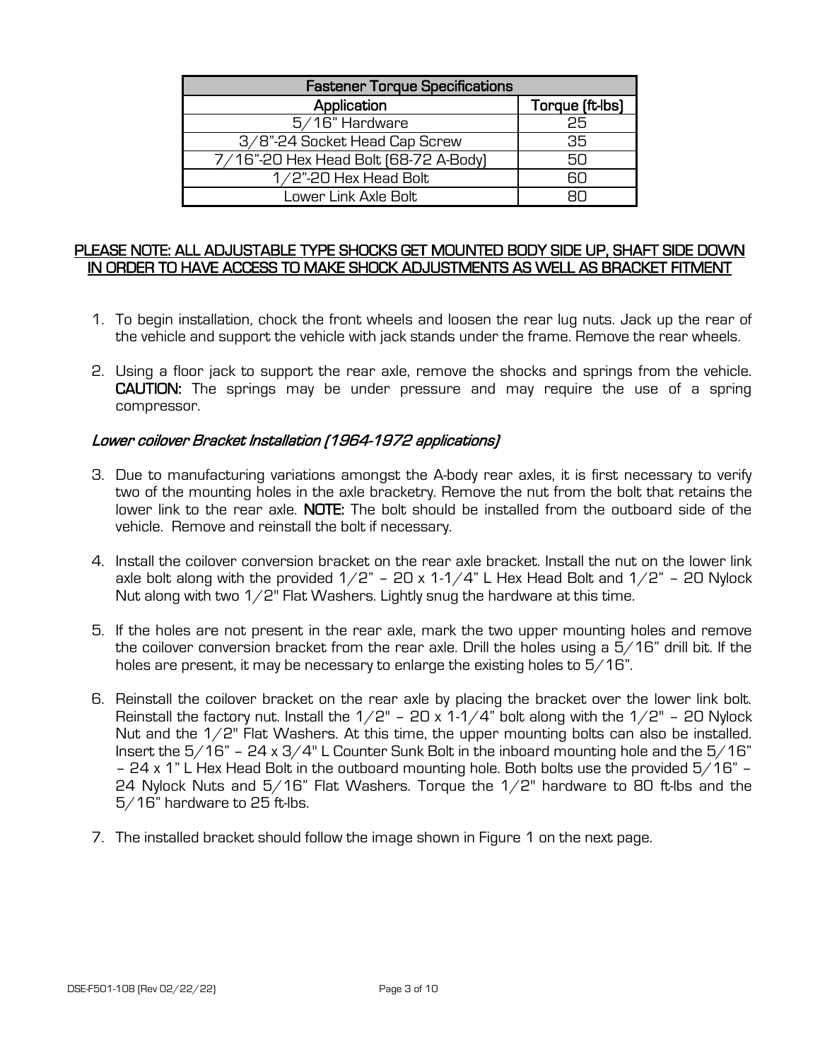| Fastener Torque Specifications | |
|---|---|
| **Application** | **Torque (ft-lbs)** |
| 5/16" Hardware | 25 |
| 3/8"-24 Socket Head Cap Screw | 35 |
| 7/16"-20 Hex Head Bolt (68-72 A-Body) | 50 |
| 1/2"-20 Hex Head Bolt | 60 |
| Lower Link Axle Bolt | 80 |

**PLEASE NOTE: ALL ADJUSTABLE TYPE SHOCKS GET MOUNTED BODY SIDE UP, SHAFT SIDE DOWN IN ORDER TO HAVE ACCESS TO MAKE SHOCK ADJUSTMENTS AS WELL AS BRACKET FITMENT**

1. To begin installation, chock the front wheels and loosen the rear lug nuts. Jack up the rear of the vehicle and support the vehicle with jack stands under the frame. Remove the rear wheels.

2. Using a floor jack to support the rear axle, remove the shocks and springs from the vehicle. **CAUTION:** The springs may be under pressure and may require the use of a spring compressor.

### *Lower coilover Bracket Installation (1964-1972 applications)*

3. Due to manufacturing variations amongst the A-body rear axles, it is first necessary to verify two of the mounting holes in the axle bracketry. Remove the nut from the bolt that retains the lower link to the rear axle. **NOTE:** The bolt should be installed from the outboard side of the vehicle. Remove and reinstall the bolt if necessary.

4. Install the coilover conversion bracket on the rear axle bracket. Install the nut on the lower link axle bolt along with the provided 1/2" – 20 x 1-1/4" L Hex Head Bolt and 1/2" – 20 Nylock Nut along with two 1/2" Flat Washers. Lightly snug the hardware at this time.

5. If the holes are not present in the rear axle, mark the two upper mounting holes and remove the coilover conversion bracket from the rear axle. Drill the holes using a 5/16" drill bit. If the holes are present, it may be necessary to enlarge the existing holes to 5/16".

6. Reinstall the coilover bracket on the rear axle by placing the bracket over the lower link bolt. Reinstall the factory nut. Install the 1/2" – 20 x 1-1/4" bolt along with the 1/2" – 20 Nylock Nut and the 1/2" Flat Washers. At this time, the upper mounting bolts can also be installed. Insert the 5/16" – 24 x 3/4" L Counter Sunk Bolt in the inboard mounting hole and the 5/16" – 24 x 1" L Hex Head Bolt in the outboard mounting hole. Both bolts use the provided 5/16" – 24 Nylock Nuts and 5/16" Flat Washers. Torque the 1/2" hardware to 80 ft-lbs and the 5/16" hardware to 25 ft-lbs.

7. The installed bracket should follow the image shown in Figure 1 on the next page.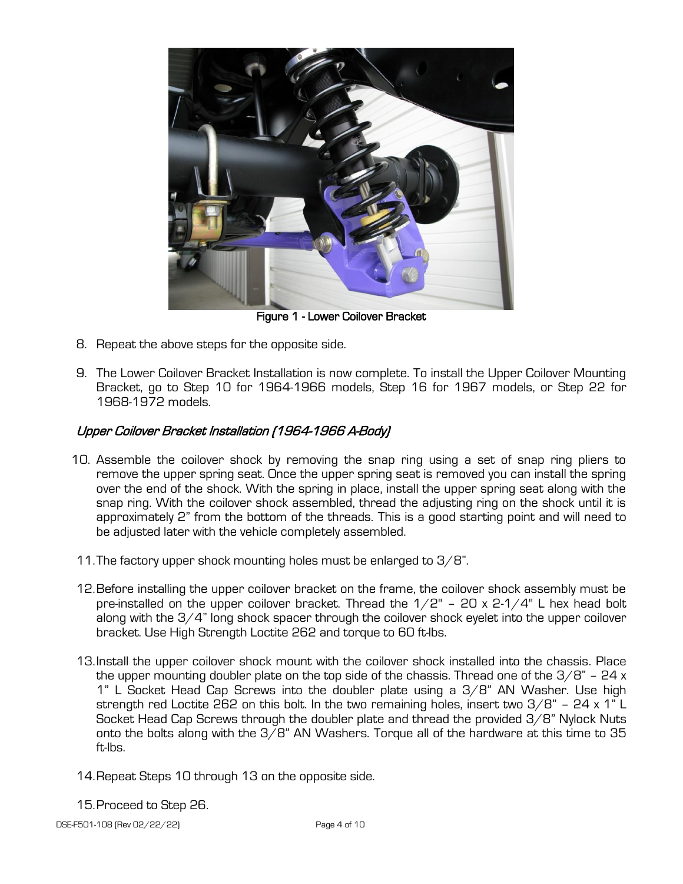Figure 1 - Lower Coilover Bracket

8. Repeat the above steps for the opposite side.

9. The Lower Coilover Bracket Installation is now complete. To install the Upper Coilover Mounting Bracket, go to Step 10 for 1964-1966 models, Step 16 for 1967 models, or Step 22 for 1968-1972 models.

### *Upper Coilover Bracket Installation (1964-1966 A-Body)*

10. Assemble the coilover shock by removing the snap ring using a set of snap ring pliers to remove the upper spring seat. Once the upper spring seat is removed you can install the spring over the end of the shock. With the spring in place, install the upper spring seat along with the snap ring. With the coilover shock assembled, thread the adjusting ring on the shock until it is approximately 2" from the bottom of the threads. This is a good starting point and will need to be adjusted later with the vehicle completely assembled.

11. The factory upper shock mounting holes must be enlarged to 3/8".

12. Before installing the upper coilover bracket on the frame, the coilover shock assembly must be pre-installed on the upper coilover bracket. Thread the 1/2" – 20 x 2-1/4" L hex head bolt along with the 3/4" long shock spacer through the coilover shock eyelet into the upper coilover bracket. Use High Strength Loctite 262 and torque to 60 ft-lbs.

13. Install the upper coilover shock mount with the coilover shock installed into the chassis. Place the upper mounting doubler plate on the top side of the chassis. Thread one of the 3/8" – 24 x 1" L Socket Head Cap Screws into the doubler plate using a 3/8" AN Washer. Use high strength red Loctite 262 on this bolt. In the two remaining holes, insert two 3/8" – 24 x 1" L Socket Head Cap Screws through the doubler plate and thread the provided 3/8" Nylock Nuts onto the bolts along with the 3/8" AN Washers. Torque all of the hardware at this time to 35 ft-lbs.

14. Repeat Steps 10 through 13 on the opposite side.

15. Proceed to Step 26.

DSE-F501-108 (Rev 02/22/22)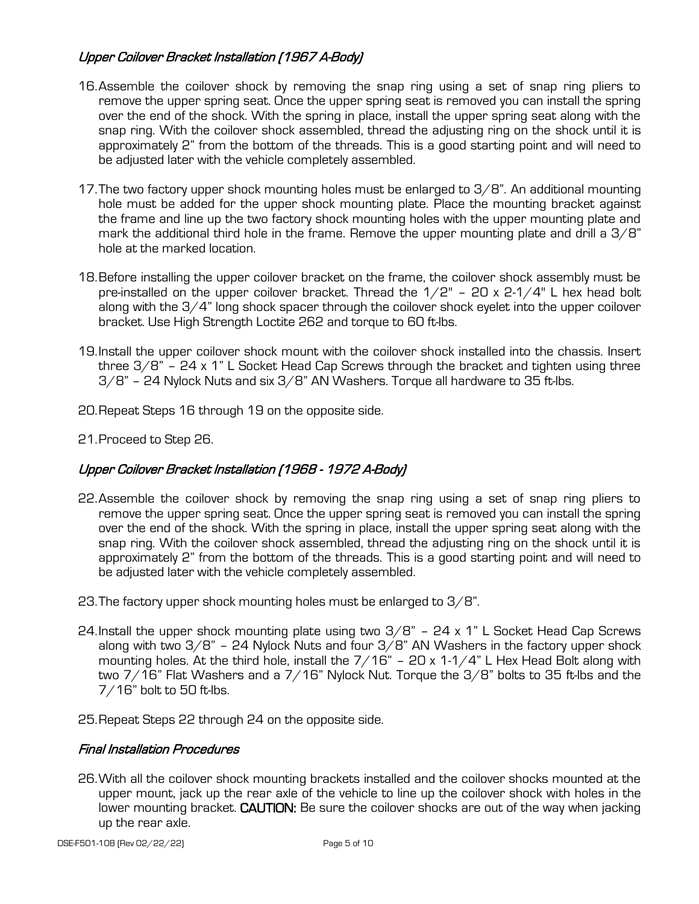### *Upper Coilover Bracket Installation (1967 A-Body)*

16. Assemble the coilover shock by removing the snap ring using a set of snap ring pliers to remove the upper spring seat. Once the upper spring seat is removed you can install the spring over the end of the shock. With the spring in place, install the upper spring seat along with the snap ring. With the coilover shock assembled, thread the adjusting ring on the shock until it is approximately 2" from the bottom of the threads. This is a good starting point and will need to be adjusted later with the vehicle completely assembled.

17. The two factory upper shock mounting holes must be enlarged to 3/8". An additional mounting hole must be added for the upper shock mounting plate. Place the mounting bracket against the frame and line up the two factory shock mounting holes with the upper mounting plate and mark the additional third hole in the frame. Remove the upper mounting plate and drill a 3/8" hole at the marked location.

18. Before installing the upper coilover bracket on the frame, the coilover shock assembly must be pre-installed on the upper coilover bracket. Thread the 1/2" – 20 x 2-1/4" L hex head bolt along with the 3/4" long shock spacer through the coilover shock eyelet into the upper coilover bracket. Use High Strength Loctite 262 and torque to 60 ft-lbs.

19. Install the upper coilover shock mount with the coilover shock installed into the chassis. Insert three 3/8" – 24 x 1" L Socket Head Cap Screws through the bracket and tighten using three 3/8" – 24 Nylock Nuts and six 3/8" AN Washers. Torque all hardware to 35 ft-lbs.

20. Repeat Steps 16 through 19 on the opposite side.

21. Proceed to Step 26.

### *Upper Coilover Bracket Installation (1968 - 1972 A-Body)*

22. Assemble the coilover shock by removing the snap ring using a set of snap ring pliers to remove the upper spring seat. Once the upper spring seat is removed you can install the spring over the end of the shock. With the spring in place, install the upper spring seat along with the snap ring. With the coilover shock assembled, thread the adjusting ring on the shock until it is approximately 2" from the bottom of the threads. This is a good starting point and will need to be adjusted later with the vehicle completely assembled.

23. The factory upper shock mounting holes must be enlarged to 3/8".

24. Install the upper shock mounting plate using two 3/8" – 24 x 1" L Socket Head Cap Screws along with two 3/8" – 24 Nylock Nuts and four 3/8" AN Washers in the factory upper shock mounting holes. At the third hole, install the 7/16" – 20 x 1-1/4" L Hex Head Bolt along with two 7/16" Flat Washers and a 7/16" Nylock Nut. Torque the 3/8" bolts to 35 ft-lbs and the 7/16" bolt to 50 ft-lbs.

25. Repeat Steps 22 through 24 on the opposite side.

### *Final Installation Procedures*

26. With all the coilover shock mounting brackets installed and the coilover shocks mounted at the upper mount, jack up the rear axle of the vehicle to line up the coilover shock with holes in the lower mounting bracket. **CAUTION:** Be sure the coilover shocks are out of the way when jacking up the rear axle.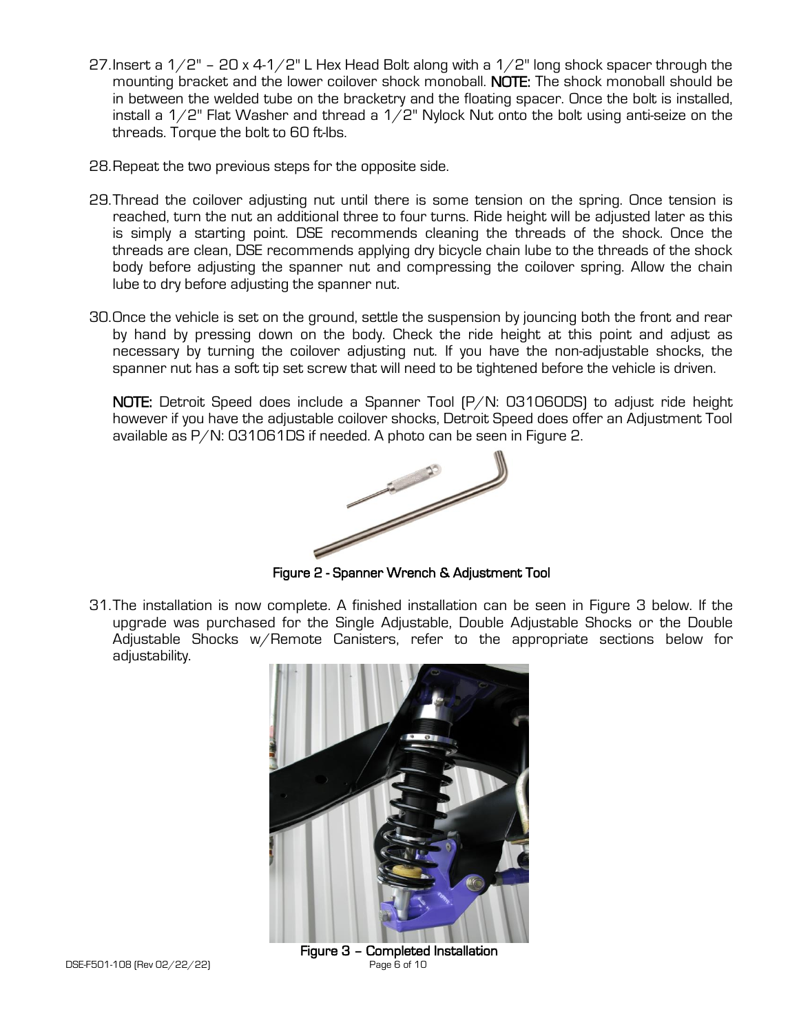27. Insert a 1/2" – 20 x 4-1/2" L Hex Head Bolt along with a 1/2" long shock spacer through the mounting bracket and the lower coilover shock monoball. **NOTE:** The shock monoball should be in between the welded tube on the bracketry and the floating spacer. Once the bolt is installed, install a 1/2" Flat Washer and thread a 1/2" Nylock Nut onto the bolt using anti-seize on the threads. Torque the bolt to 60 ft-lbs.

28. Repeat the two previous steps for the opposite side.

29. Thread the coilover adjusting nut until there is some tension on the spring. Once tension is reached, turn the nut an additional three to four turns. Ride height will be adjusted later as this is simply a starting point. DSE recommends cleaning the threads of the shock. Once the threads are clean, DSE recommends applying dry bicycle chain lube to the threads of the shock body before adjusting the spanner nut and compressing the coilover spring. Allow the chain lube to dry before adjusting the spanner nut.

30. Once the vehicle is set on the ground, settle the suspension by jouncing both the front and rear by hand by pressing down on the body. Check the ride height at this point and adjust as necessary by turning the coilover adjusting nut. If you have the non-adjustable shocks, the spanner nut has a soft tip set screw that will need to be tightened before the vehicle is driven.

    **NOTE:** Detroit Speed does include a Spanner Tool (P/N: 031060DS) to adjust ride height however if you have the adjustable coilover shocks, Detroit Speed does offer an Adjustment Tool available as P/N: 031061DS if needed. A photo can be seen in Figure 2.

**Figure 2 - Spanner Wrench & Adjustment Tool**

31. The installation is now complete. A finished installation can be seen in Figure 3 below. If the upgrade was purchased for the Single Adjustable, Double Adjustable Shocks or the Double Adjustable Shocks w/Remote Canisters, refer to the appropriate sections below for adjustability.

**Figure 3 – Completed Installation**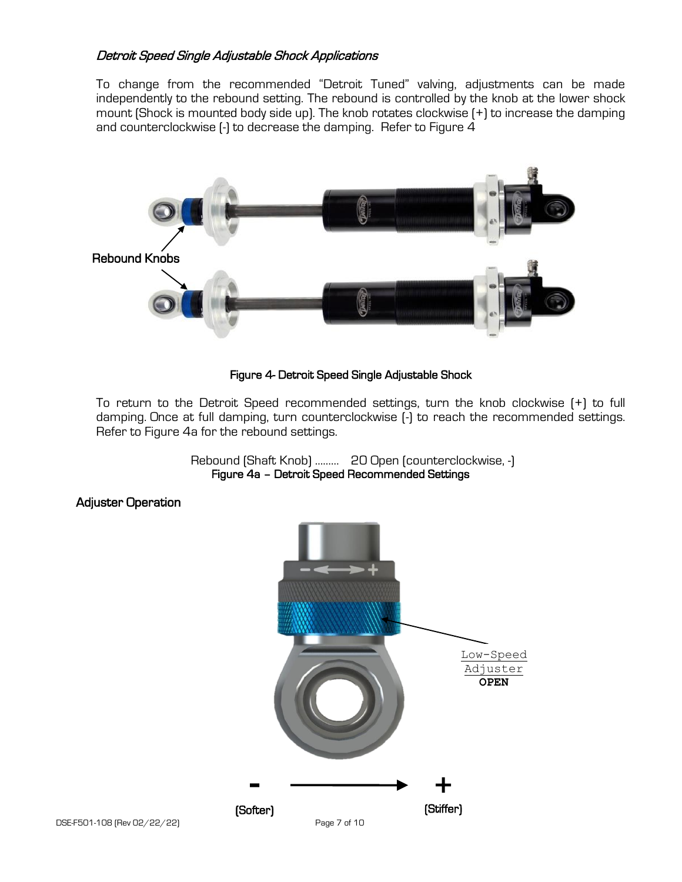### *Detroit Speed Single Adjustable Shock Applications*

To change from the recommended "Detroit Tuned" valving, adjustments can be made independently to the rebound setting. The rebound is controlled by the knob at the lower shock mount (Shock is mounted body side up). The knob rotates clockwise (+) to increase the damping and counterclockwise (-) to decrease the damping. Refer to Figure 4

Rebound Knobs

**Figure 4- Detroit Speed Single Adjustable Shock**

To return to the Detroit Speed recommended settings, turn the knob clockwise (+) to full damping. Once at full damping, turn counterclockwise (-) to reach the recommended settings. Refer to Figure 4a for the rebound settings.

Rebound (Shaft Knob) ......... 20 Open (counterclockwise, -)

**Figure 4a – Detroit Speed Recommended Settings**

### Adjuster Operation

Low-Speed Adjuster **OPEN**

**-** ⟶ **+**

(Softer) (Stiffer)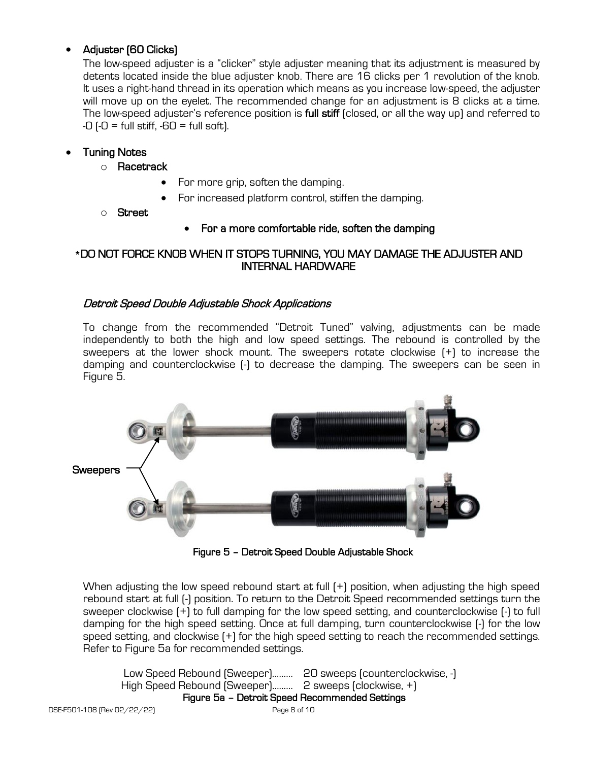- **Adjuster (60 Clicks)**

  The low-speed adjuster is a "clicker" style adjuster meaning that its adjustment is measured by detents located inside the blue adjuster knob. There are 16 clicks per 1 revolution of the knob. It uses a right-hand thread in its operation which means as you increase low-speed, the adjuster will move up on the eyelet. The recommended change for an adjustment is 8 clicks at a time. The low-speed adjuster's reference position is **full stiff** (closed, or all the way up) and referred to -0 (-0 = full stiff, -60 = full soft).

- **Tuning Notes**
  - **Racetrack**
    - For more grip, soften the damping.
    - For increased platform control, stiffen the damping.
  - **Street**
    - **For a more comfortable ride, soften the damping**

**\*DO NOT FORCE KNOB WHEN IT STOPS TURNING, YOU MAY DAMAGE THE ADJUSTER AND INTERNAL HARDWARE**

### *Detroit Speed Double Adjustable Shock Applications*

To change from the recommended "Detroit Tuned" valving, adjustments can be made independently to both the high and low speed settings. The rebound is controlled by the sweepers at the lower shock mount. The sweepers rotate clockwise (+) to increase the damping and counterclockwise (-) to decrease the damping. The sweepers can be seen in Figure 5.

Sweepers

**Figure 5 – Detroit Speed Double Adjustable Shock**

When adjusting the low speed rebound start at full (+) position, when adjusting the high speed rebound start at full (-) position. To return to the Detroit Speed recommended settings turn the sweeper clockwise (+) to full damping for the low speed setting, and counterclockwise (-) to full damping for the high speed setting. Once at full damping, turn counterclockwise (-) for the low speed setting, and clockwise (+) for the high speed setting to reach the recommended settings. Refer to Figure 5a for recommended settings.

Low Speed Rebound (Sweeper)......... 20 sweeps (counterclockwise, -)
High Speed Rebound (Sweeper)......... 2 sweeps (clockwise, +)

**Figure 5a – Detroit Speed Recommended Settings**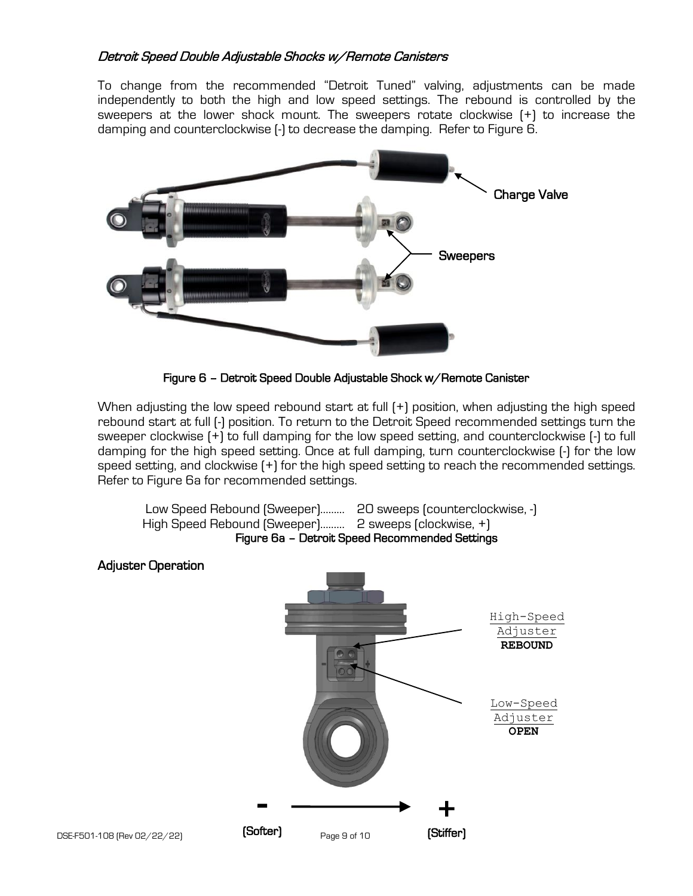### *Detroit Speed Double Adjustable Shocks w/Remote Canisters*

To change from the recommended "Detroit Tuned" valving, adjustments can be made independently to both the high and low speed settings. The rebound is controlled by the sweepers at the lower shock mount. The sweepers rotate clockwise (+) to increase the damping and counterclockwise (-) to decrease the damping. Refer to Figure 6.

Charge Valve

Sweepers

**Figure 6 – Detroit Speed Double Adjustable Shock w/Remote Canister**

When adjusting the low speed rebound start at full (+) position, when adjusting the high speed rebound start at full (-) position. To return to the Detroit Speed recommended settings turn the sweeper clockwise (+) to full damping for the low speed setting, and counterclockwise (-) to full damping for the high speed setting. Once at full damping, turn counterclockwise (-) for the low speed setting, and clockwise (+) for the high speed setting to reach the recommended settings. Refer to Figure 6a for recommended settings.

Low Speed Rebound (Sweeper)......... 20 sweeps (counterclockwise, -)
High Speed Rebound (Sweeper)......... 2 sweeps (clockwise, +)

**Figure 6a – Detroit Speed Recommended Settings**

**Adjuster Operation**

High-Speed Adjuster **REBOUND**

Low-Speed Adjuster **OPEN**

**-** (Softer) → **+** (Stiffer)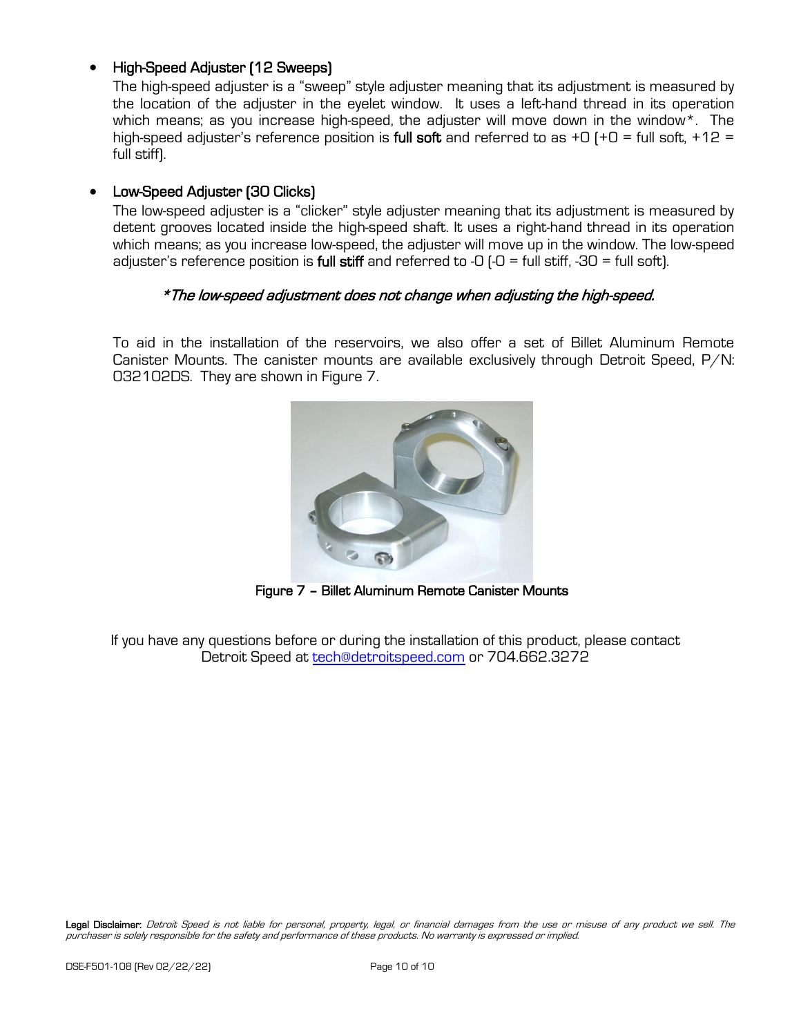- **High-Speed Adjuster (12 Sweeps)**
  The high-speed adjuster is a "sweep" style adjuster meaning that its adjustment is measured by the location of the adjuster in the eyelet window. It uses a left-hand thread in its operation which means; as you increase high-speed, the adjuster will move down in the window*. The high-speed adjuster's reference position is **full soft** and referred to as +0 (+0 = full soft, +12 = full stiff).

- **Low-Speed Adjuster (30 Clicks)**
  The low-speed adjuster is a "clicker" style adjuster meaning that its adjustment is measured by detent grooves located inside the high-speed shaft. It uses a right-hand thread in its operation which means; as you increase low-speed, the adjuster will move up in the window. The low-speed adjuster's reference position is **full stiff** and referred to -0 (-0 = full stiff, -30 = full soft).

***The low-speed adjustment does not change when adjusting the high-speed.***

To aid in the installation of the reservoirs, we also offer a set of Billet Aluminum Remote Canister Mounts. The canister mounts are available exclusively through Detroit Speed, P/N: 032102DS. They are shown in Figure 7.

**Figure 7 – Billet Aluminum Remote Canister Mounts**

If you have any questions before or during the installation of this product, please contact Detroit Speed at tech@detroitspeed.com or 704.662.3272

**Legal Disclaimer:** *Detroit Speed is not liable for personal, property, legal, or financial damages from the use or misuse of any product we sell. The purchaser is solely responsible for the safety and performance of these products. No warranty is expressed or implied.*

DSE-F501-108 (Rev 02/22/22)